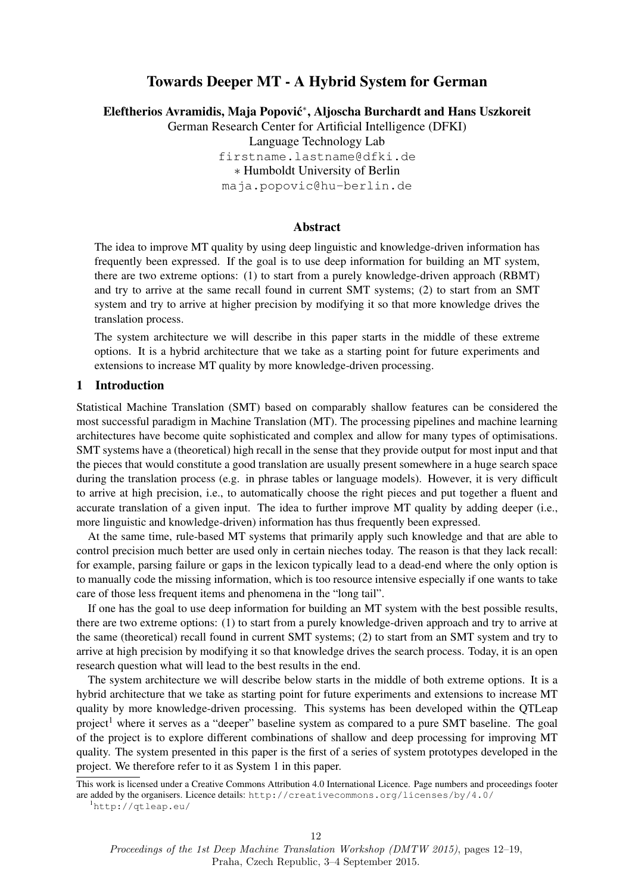# Towards Deeper MT - A Hybrid System for German

**Eleftherios Avramidis, Maja Popović*, Aljoscha Burchardt and Hans Uszkoreit**

German Research Center for Artificial Intelligence (DFKI)
Language Technology Lab
firstname.lastname@dfki.de
* Humboldt University of Berlin
maja.popovic@hu-berlin.de

## Abstract

The idea to improve MT quality by using deep linguistic and knowledge-driven information has frequently been expressed. If the goal is to use deep information for building an MT system, there are two extreme options: (1) to start from a purely knowledge-driven approach (RBMT) and try to arrive at the same recall found in current SMT systems; (2) to start from an SMT system and try to arrive at higher precision by modifying it so that more knowledge drives the translation process.

The system architecture we will describe in this paper starts in the middle of these extreme options. It is a hybrid architecture that we take as a starting point for future experiments and extensions to increase MT quality by more knowledge-driven processing.

## 1 Introduction

Statistical Machine Translation (SMT) based on comparably shallow features can be considered the most successful paradigm in Machine Translation (MT). The processing pipelines and machine learning architectures have become quite sophisticated and complex and allow for many types of optimisations. SMT systems have a (theoretical) high recall in the sense that they provide output for most input and that the pieces that would constitute a good translation are usually present somewhere in a huge search space during the translation process (e.g. in phrase tables or language models). However, it is very difficult to arrive at high precision, i.e., to automatically choose the right pieces and put together a fluent and accurate translation of a given input. The idea to further improve MT quality by adding deeper (i.e., more linguistic and knowledge-driven) information has thus frequently been expressed.

At the same time, rule-based MT systems that primarily apply such knowledge and that are able to control precision much better are used only in certain nieches today. The reason is that they lack recall: for example, parsing failure or gaps in the lexicon typically lead to a dead-end where the only option is to manually code the missing information, which is too resource intensive especially if one wants to take care of those less frequent items and phenomena in the "long tail".

If one has the goal to use deep information for building an MT system with the best possible results, there are two extreme options: (1) to start from a purely knowledge-driven approach and try to arrive at the same (theoretical) recall found in current SMT systems; (2) to start from an SMT system and try to arrive at high precision by modifying it so that knowledge drives the search process. Today, it is an open research question what will lead to the best results in the end.

The system architecture we will describe below starts in the middle of both extreme options. It is a hybrid architecture that we take as starting point for future experiments and extensions to increase MT quality by more knowledge-driven processing. This systems has been developed within the QTLeap project[1] where it serves as a "deeper" baseline system as compared to a pure SMT baseline. The goal of the project is to explore different combinations of shallow and deep processing for improving MT quality. The system presented in this paper is the first of a series of system prototypes developed in the project. We therefore refer to it as System 1 in this paper.

This work is licensed under a Creative Commons Attribution 4.0 International Licence. Page numbers and proceedings footer are added by the organisers. Licence details: http://creativecommons.org/licenses/by/4.0/

[1] http://qtleap.eu/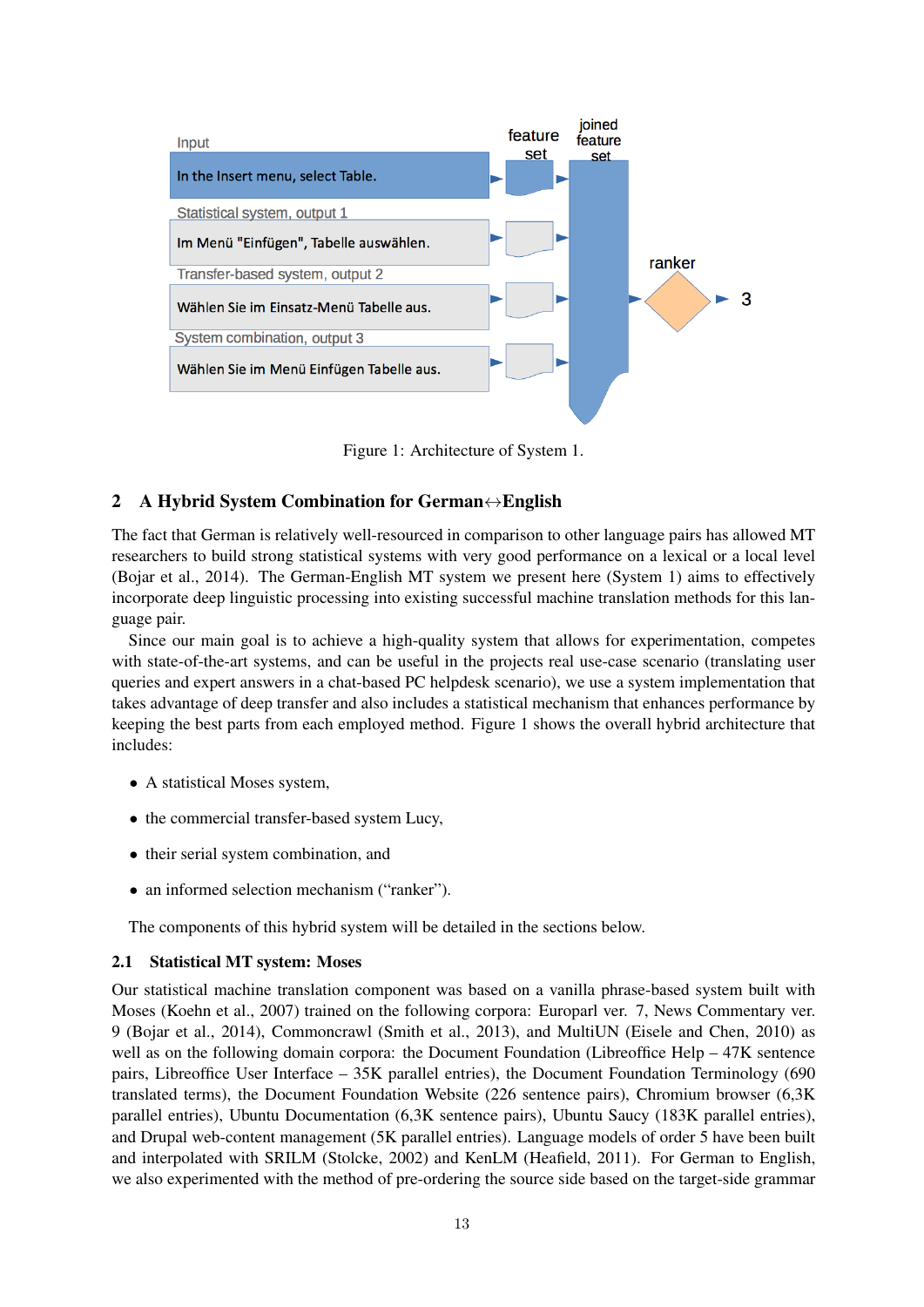Figure 1: Architecture of System 1.

## 2 A Hybrid System Combination for German↔English

The fact that German is relatively well-resourced in comparison to other language pairs has allowed MT researchers to build strong statistical systems with very good performance on a lexical or a local level (Bojar et al., 2014). The German-English MT system we present here (System 1) aims to effectively incorporate deep linguistic processing into existing successful machine translation methods for this language pair.

Since our main goal is to achieve a high-quality system that allows for experimentation, competes with state-of-the-art systems, and can be useful in the projects real use-case scenario (translating user queries and expert answers in a chat-based PC helpdesk scenario), we use a system implementation that takes advantage of deep transfer and also includes a statistical mechanism that enhances performance by keeping the best parts from each employed method. Figure 1 shows the overall hybrid architecture that includes:

- A statistical Moses system,
- the commercial transfer-based system Lucy,
- their serial system combination, and
- an informed selection mechanism ("ranker").

The components of this hybrid system will be detailed in the sections below.

### 2.1 Statistical MT system: Moses

Our statistical machine translation component was based on a vanilla phrase-based system built with Moses (Koehn et al., 2007) trained on the following corpora: Europarl ver. 7, News Commentary ver. 9 (Bojar et al., 2014), Commoncrawl (Smith et al., 2013), and MultiUN (Eisele and Chen, 2010) as well as on the following domain corpora: the Document Foundation (Libreoffice Help – 47K sentence pairs, Libreoffice User Interface – 35K parallel entries), the Document Foundation Terminology (690 translated terms), the Document Foundation Website (226 sentence pairs), Chromium browser (6,3K parallel entries), Ubuntu Documentation (6,3K sentence pairs), Ubuntu Saucy (183K parallel entries), and Drupal web-content management (5K parallel entries). Language models of order 5 have been built and interpolated with SRILM (Stolcke, 2002) and KenLM (Heafield, 2011). For German to English, we also experimented with the method of pre-ordering the source side based on the target-side grammar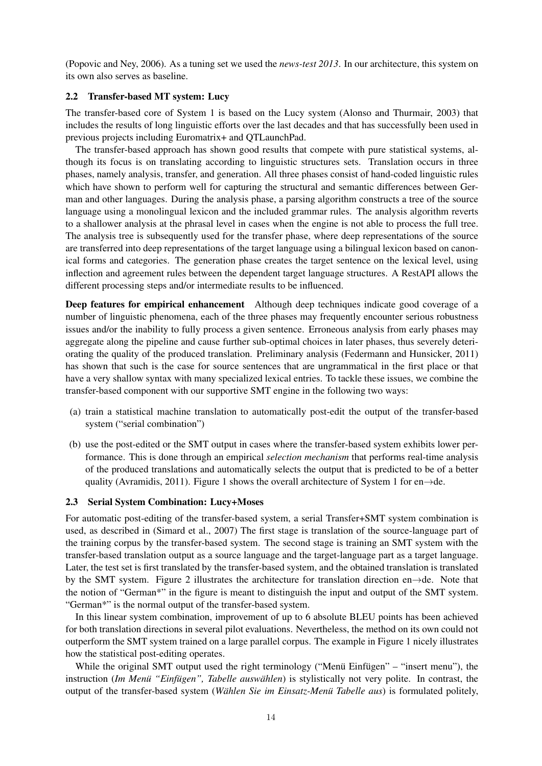(Popovic and Ney, 2006). As a tuning set we used the *news-test 2013*. In our architecture, this system on its own also serves as baseline.

### 2.2 Transfer-based MT system: Lucy

The transfer-based core of System 1 is based on the Lucy system (Alonso and Thurmair, 2003) that includes the results of long linguistic efforts over the last decades and that has successfully been used in previous projects including Euromatrix+ and QTLaunchPad.

The transfer-based approach has shown good results that compete with pure statistical systems, although its focus is on translating according to linguistic structures sets. Translation occurs in three phases, namely analysis, transfer, and generation. All three phases consist of hand-coded linguistic rules which have shown to perform well for capturing the structural and semantic differences between German and other languages. During the analysis phase, a parsing algorithm constructs a tree of the source language using a monolingual lexicon and the included grammar rules. The analysis algorithm reverts to a shallower analysis at the phrasal level in cases when the engine is not able to process the full tree. The analysis tree is subsequently used for the transfer phase, where deep representations of the source are transferred into deep representations of the target language using a bilingual lexicon based on canonical forms and categories. The generation phase creates the target sentence on the lexical level, using inflection and agreement rules between the dependent target language structures. A RestAPI allows the different processing steps and/or intermediate results to be influenced.

**Deep features for empirical enhancement** Although deep techniques indicate good coverage of a number of linguistic phenomena, each of the three phases may frequently encounter serious robustness issues and/or the inability to fully process a given sentence. Erroneous analysis from early phases may aggregate along the pipeline and cause further sub-optimal choices in later phases, thus severely deteriorating the quality of the produced translation. Preliminary analysis (Federmann and Hunsicker, 2011) has shown that such is the case for source sentences that are ungrammatical in the first place or that have a very shallow syntax with many specialized lexical entries. To tackle these issues, we combine the transfer-based component with our supportive SMT engine in the following two ways:

(a) train a statistical machine translation to automatically post-edit the output of the transfer-based system ("serial combination")

(b) use the post-edited or the SMT output in cases where the transfer-based system exhibits lower performance. This is done through an empirical *selection mechanism* that performs real-time analysis of the produced translations and automatically selects the output that is predicted to be of a better quality (Avramidis, 2011). Figure 1 shows the overall architecture of System 1 for en→de.

### 2.3 Serial System Combination: Lucy+Moses

For automatic post-editing of the transfer-based system, a serial Transfer+SMT system combination is used, as described in (Simard et al., 2007) The first stage is translation of the source-language part of the training corpus by the transfer-based system. The second stage is training an SMT system with the transfer-based translation output as a source language and the target-language part as a target language. Later, the test set is first translated by the transfer-based system, and the obtained translation is translated by the SMT system. Figure 2 illustrates the architecture for translation direction en→de. Note that the notion of "German*" in the figure is meant to distinguish the input and output of the SMT system. "German*" is the normal output of the transfer-based system.

In this linear system combination, improvement of up to 6 absolute BLEU points has been achieved for both translation directions in several pilot evaluations. Nevertheless, the method on its own could not outperform the SMT system trained on a large parallel corpus. The example in Figure 1 nicely illustrates how the statistical post-editing operates.

While the original SMT output used the right terminology ("Menü Einfügen" – "insert menu"), the instruction (*Im Menü "Einfügen", Tabelle auswählen*) is stylistically not very polite. In contrast, the output of the transfer-based system (*Wählen Sie im Einsatz-Menü Tabelle aus*) is formulated politely,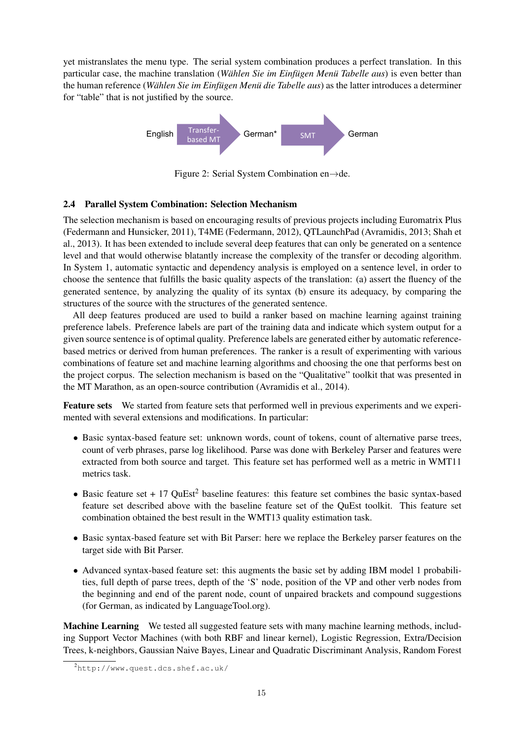yet mistranslates the menu type. The serial system combination produces a perfect translation. In this particular case, the machine translation (*Wählen Sie im Einfügen Menü Tabelle aus*) is even better than the human reference (*Wählen Sie im Einfügen Menü die Tabelle aus*) as the latter introduces a determiner for "table" that is not justified by the source.

English → Transfer-based MT → German* → SMT → German

Figure 2: Serial System Combination en→de.

### 2.4 Parallel System Combination: Selection Mechanism

The selection mechanism is based on encouraging results of previous projects including Euromatrix Plus (Federmann and Hunsicker, 2011), T4ME (Federmann, 2012), QTLaunchPad (Avramidis, 2013; Shah et al., 2013). It has been extended to include several deep features that can only be generated on a sentence level and that would otherwise blatantly increase the complexity of the transfer or decoding algorithm. In System 1, automatic syntactic and dependency analysis is employed on a sentence level, in order to choose the sentence that fulfills the basic quality aspects of the translation: (a) assert the fluency of the generated sentence, by analyzing the quality of its syntax (b) ensure its adequacy, by comparing the structures of the source with the structures of the generated sentence.

All deep features produced are used to build a ranker based on machine learning against training preference labels. Preference labels are part of the training data and indicate which system output for a given source sentence is of optimal quality. Preference labels are generated either by automatic reference-based metrics or derived from human preferences. The ranker is a result of experimenting with various combinations of feature set and machine learning algorithms and choosing the one that performs best on the project corpus. The selection mechanism is based on the "Qualitative" toolkit that was presented in the MT Marathon, as an open-source contribution (Avramidis et al., 2014).

**Feature sets** We started from feature sets that performed well in previous experiments and we experimented with several extensions and modifications. In particular:

- Basic syntax-based feature set: unknown words, count of tokens, count of alternative parse trees, count of verb phrases, parse log likelihood. Parse was done with Berkeley Parser and features were extracted from both source and target. This feature set has performed well as a metric in WMT11 metrics task.
- Basic feature set + 17 QuEst[2] baseline features: this feature set combines the basic syntax-based feature set described above with the baseline feature set of the QuEst toolkit. This feature set combination obtained the best result in the WMT13 quality estimation task.
- Basic syntax-based feature set with Bit Parser: here we replace the Berkeley parser features on the target side with Bit Parser.
- Advanced syntax-based feature set: this augments the basic set by adding IBM model 1 probabilities, full depth of parse trees, depth of the 'S' node, position of the VP and other verb nodes from the beginning and end of the parent node, count of unpaired brackets and compound suggestions (for German, as indicated by LanguageTool.org).

**Machine Learning** We tested all suggested feature sets with many machine learning methods, including Support Vector Machines (with both RBF and linear kernel), Logistic Regression, Extra/Decision Trees, k-neighbors, Gaussian Naive Bayes, Linear and Quadratic Discriminant Analysis, Random Forest

[2] http://www.quest.dcs.shef.ac.uk/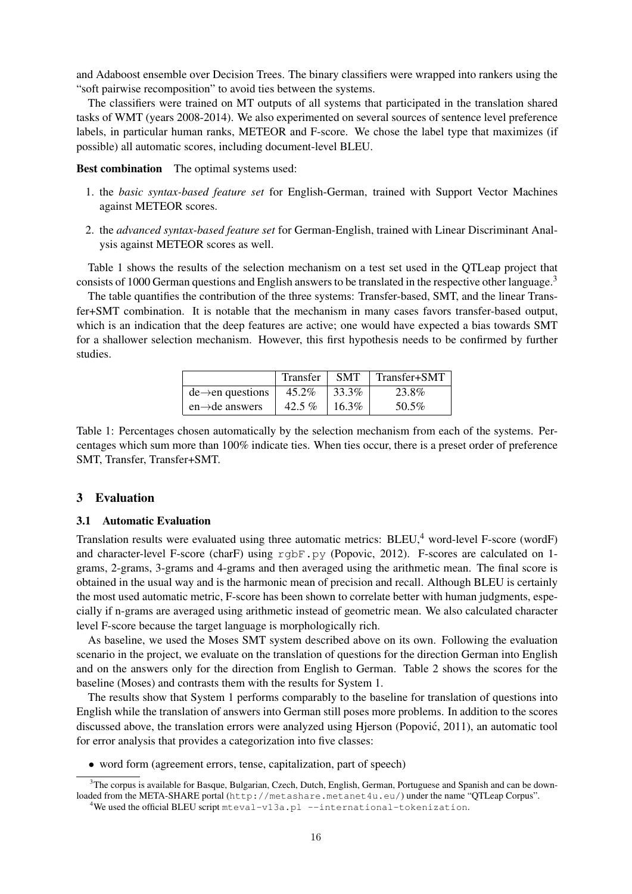and Adaboost ensemble over Decision Trees. The binary classifiers were wrapped into rankers using the "soft pairwise recomposition" to avoid ties between the systems.

The classifiers were trained on MT outputs of all systems that participated in the translation shared tasks of WMT (years 2008-2014). We also experimented on several sources of sentence level preference labels, in particular human ranks, METEOR and F-score. We chose the label type that maximizes (if possible) all automatic scores, including document-level BLEU.

**Best combination** The optimal systems used:

1. the *basic syntax-based feature set* for English-German, trained with Support Vector Machines against METEOR scores.
2. the *advanced syntax-based feature set* for German-English, trained with Linear Discriminant Analysis against METEOR scores as well.

Table 1 shows the results of the selection mechanism on a test set used in the QTLeap project that consists of 1000 German questions and English answers to be translated in the respective other language.[3]

The table quantifies the contribution of the three systems: Transfer-based, SMT, and the linear Transfer+SMT combination. It is notable that the mechanism in many cases favors transfer-based output, which is an indication that the deep features are active; one would have expected a bias towards SMT for a shallower selection mechanism. However, this first hypothesis needs to be confirmed by further studies.

| | Transfer | SMT | Transfer+SMT |
|---|---|---|---|
| de→en questions | 45.2% | 33.3% | 23.8% |
| en→de answers | 42.5 % | 16.3% | 50.5% |

Table 1: Percentages chosen automatically by the selection mechanism from each of the systems. Percentages which sum more than 100% indicate ties. When ties occur, there is a preset order of preference SMT, Transfer, Transfer+SMT.

## 3 Evaluation

### 3.1 Automatic Evaluation

Translation results were evaluated using three automatic metrics: BLEU,[4] word-level F-score (wordF) and character-level F-score (charF) using `rgbF.py` (Popovic, 2012). F-scores are calculated on 1-grams, 2-grams, 3-grams and 4-grams and then averaged using the arithmetic mean. The final score is obtained in the usual way and is the harmonic mean of precision and recall. Although BLEU is certainly the most used automatic metric, F-score has been shown to correlate better with human judgments, especially if n-grams are averaged using arithmetic instead of geometric mean. We also calculated character level F-score because the target language is morphologically rich.

As baseline, we used the Moses SMT system described above on its own. Following the evaluation scenario in the project, we evaluate on the translation of questions for the direction German into English and on the answers only for the direction from English to German. Table 2 shows the scores for the baseline (Moses) and contrasts them with the results for System 1.

The results show that System 1 performs comparably to the baseline for translation of questions into English while the translation of answers into German still poses more problems. In addition to the scores discussed above, the translation errors were analyzed using Hjerson (Popović, 2011), an automatic tool for error analysis that provides a categorization into five classes:

- word form (agreement errors, tense, capitalization, part of speech)

[3] The corpus is available for Basque, Bulgarian, Czech, Dutch, English, German, Portuguese and Spanish and can be downloaded from the META-SHARE portal (`http://metashare.metanet4u.eu/`) under the name "QTLeap Corpus".

[4] We used the official BLEU script `mteval-v13a.pl --international-tokenization`.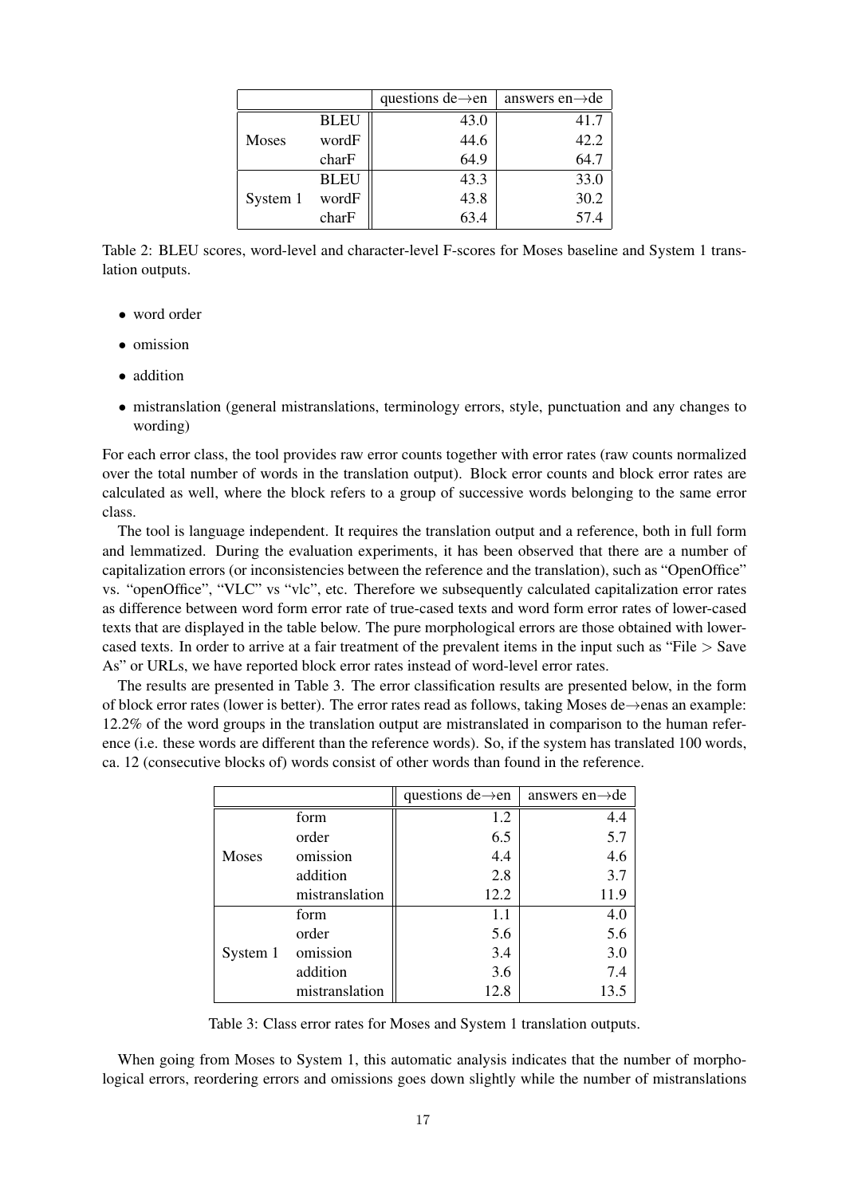| | | questions de→en | answers en→de |
|---|---|---|---|
| Moses | BLEU | 43.0 | 41.7 |
| | wordF | 44.6 | 42.2 |
| | charF | 64.9 | 64.7 |
| System 1 | BLEU | 43.3 | 33.0 |
| | wordF | 43.8 | 30.2 |
| | charF | 63.4 | 57.4 |

Table 2: BLEU scores, word-level and character-level F-scores for Moses baseline and System 1 translation outputs.

- word order
- omission
- addition
- mistranslation (general mistranslations, terminology errors, style, punctuation and any changes to wording)

For each error class, the tool provides raw error counts together with error rates (raw counts normalized over the total number of words in the translation output). Block error counts and block error rates are calculated as well, where the block refers to a group of successive words belonging to the same error class.

The tool is language independent. It requires the translation output and a reference, both in full form and lemmatized. During the evaluation experiments, it has been observed that there are a number of capitalization errors (or inconsistencies between the reference and the translation), such as "OpenOffice" vs. "openOffice", "VLC" vs "vlc", etc. Therefore we subsequently calculated capitalization error rates as difference between word form error rate of true-cased texts and word form error rates of lower-cased texts that are displayed in the table below. The pure morphological errors are those obtained with lower-cased texts. In order to arrive at a fair treatment of the prevalent items in the input such as "File > Save As" or URLs, we have reported block error rates instead of word-level error rates.

The results are presented in Table 3. The error classification results are presented below, in the form of block error rates (lower is better). The error rates read as follows, taking Moses de→enas an example: 12.2% of the word groups in the translation output are mistranslated in comparison to the human reference (i.e. these words are different than the reference words). So, if the system has translated 100 words, ca. 12 (consecutive blocks of) words consist of other words than found in the reference.

| | | questions de→en | answers en→de |
|---|---|---|---|
| Moses | form | 1.2 | 4.4 |
| | order | 6.5 | 5.7 |
| | omission | 4.4 | 4.6 |
| | addition | 2.8 | 3.7 |
| | mistranslation | 12.2 | 11.9 |
| System 1 | form | 1.1 | 4.0 |
| | order | 5.6 | 5.6 |
| | omission | 3.4 | 3.0 |
| | addition | 3.6 | 7.4 |
| | mistranslation | 12.8 | 13.5 |

Table 3: Class error rates for Moses and System 1 translation outputs.

When going from Moses to System 1, this automatic analysis indicates that the number of morphological errors, reordering errors and omissions goes down slightly while the number of mistranslations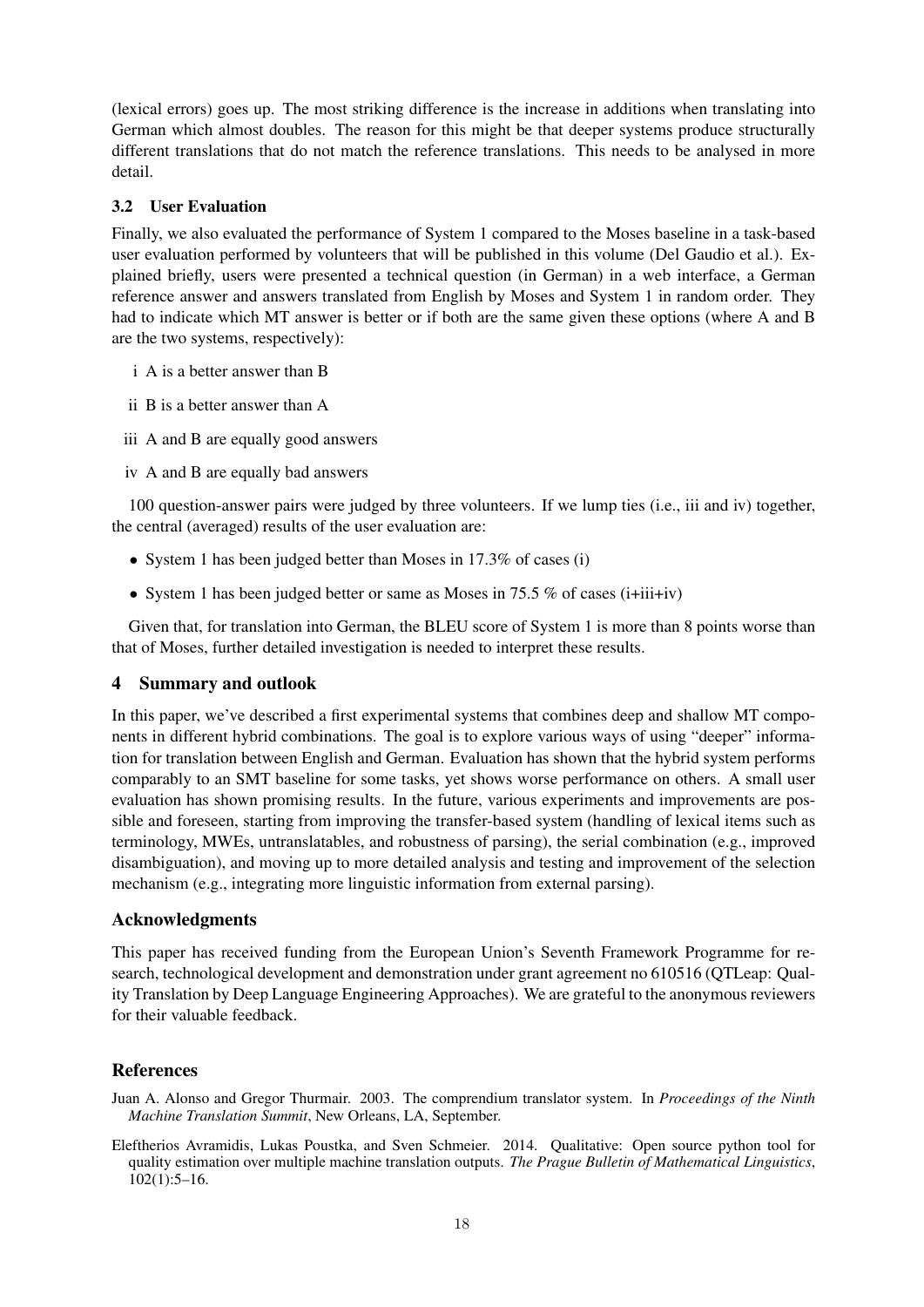(lexical errors) goes up. The most striking difference is the increase in additions when translating into German which almost doubles. The reason for this might be that deeper systems produce structurally different translations that do not match the reference translations. This needs to be analysed in more detail.

### 3.2 User Evaluation

Finally, we also evaluated the performance of System 1 compared to the Moses baseline in a task-based user evaluation performed by volunteers that will be published in this volume (Del Gaudio et al.). Explained briefly, users were presented a technical question (in German) in a web interface, a German reference answer and answers translated from English by Moses and System 1 in random order. They had to indicate which MT answer is better or if both are the same given these options (where A and B are the two systems, respectively):

i A is a better answer than B

ii B is a better answer than A

iii A and B are equally good answers

iv A and B are equally bad answers

100 question-answer pairs were judged by three volunteers. If we lump ties (i.e., iii and iv) together, the central (averaged) results of the user evaluation are:

- System 1 has been judged better than Moses in 17.3% of cases (i)
- System 1 has been judged better or same as Moses in 75.5 % of cases (i+iii+iv)

Given that, for translation into German, the BLEU score of System 1 is more than 8 points worse than that of Moses, further detailed investigation is needed to interpret these results.

## 4 Summary and outlook

In this paper, we've described a first experimental systems that combines deep and shallow MT components in different hybrid combinations. The goal is to explore various ways of using "deeper" information for translation between English and German. Evaluation has shown that the hybrid system performs comparably to an SMT baseline for some tasks, yet shows worse performance on others. A small user evaluation has shown promising results. In the future, various experiments and improvements are possible and foreseen, starting from improving the transfer-based system (handling of lexical items such as terminology, MWEs, untranslatables, and robustness of parsing), the serial combination (e.g., improved disambiguation), and moving up to more detailed analysis and testing and improvement of the selection mechanism (e.g., integrating more linguistic information from external parsing).

## Acknowledgments

This paper has received funding from the European Union's Seventh Framework Programme for research, technological development and demonstration under grant agreement no 610516 (QTLeap: Quality Translation by Deep Language Engineering Approaches). We are grateful to the anonymous reviewers for their valuable feedback.

## References

Juan A. Alonso and Gregor Thurmair. 2003. The comprendium translator system. In *Proceedings of the Ninth Machine Translation Summit*, New Orleans, LA, September.

Eleftherios Avramidis, Lukas Poustka, and Sven Schmeier. 2014. Qualitative: Open source python tool for quality estimation over multiple machine translation outputs. *The Prague Bulletin of Mathematical Linguistics*, 102(1):5–16.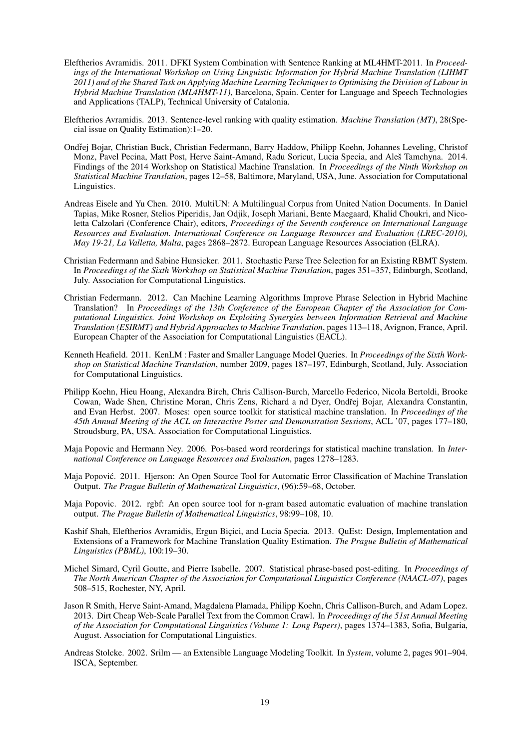Eleftherios Avramidis. 2011. DFKI System Combination with Sentence Ranking at ML4HMT-2011. In *Proceedings of the International Workshop on Using Linguistic Information for Hybrid Machine Translation (LIHMT 2011) and of the Shared Task on Applying Machine Learning Techniques to Optimising the Division of Labour in Hybrid Machine Translation (ML4HMT-11)*, Barcelona, Spain. Center for Language and Speech Technologies and Applications (TALP), Technical University of Catalonia.

Eleftherios Avramidis. 2013. Sentence-level ranking with quality estimation. *Machine Translation (MT)*, 28(Special issue on Quality Estimation):1–20.

Ondřej Bojar, Christian Buck, Christian Federmann, Barry Haddow, Philipp Koehn, Johannes Leveling, Christof Monz, Pavel Pecina, Matt Post, Herve Saint-Amand, Radu Soricut, Lucia Specia, and Aleš Tamchyna. 2014. Findings of the 2014 Workshop on Statistical Machine Translation. In *Proceedings of the Ninth Workshop on Statistical Machine Translation*, pages 12–58, Baltimore, Maryland, USA, June. Association for Computational Linguistics.

Andreas Eisele and Yu Chen. 2010. MultiUN: A Multilingual Corpus from United Nation Documents. In Daniel Tapias, Mike Rosner, Stelios Piperidis, Jan Odjik, Joseph Mariani, Bente Maegaard, Khalid Choukri, and Nicoletta Calzolari (Conference Chair), editors, *Proceedings of the Seventh conference on International Language Resources and Evaluation. International Conference on Language Resources and Evaluation (LREC-2010), May 19-21, La Valletta, Malta*, pages 2868–2872. European Language Resources Association (ELRA).

Christian Federmann and Sabine Hunsicker. 2011. Stochastic Parse Tree Selection for an Existing RBMT System. In *Proceedings of the Sixth Workshop on Statistical Machine Translation*, pages 351–357, Edinburgh, Scotland, July. Association for Computational Linguistics.

Christian Federmann. 2012. Can Machine Learning Algorithms Improve Phrase Selection in Hybrid Machine Translation? In *Proceedings of the 13th Conference of the European Chapter of the Association for Computational Linguistics. Joint Workshop on Exploiting Synergies between Information Retrieval and Machine Translation (ESIRMT) and Hybrid Approaches to Machine Translation*, pages 113–118, Avignon, France, April. European Chapter of the Association for Computational Linguistics (EACL).

Kenneth Heafield. 2011. KenLM : Faster and Smaller Language Model Queries. In *Proceedings of the Sixth Workshop on Statistical Machine Translation*, number 2009, pages 187–197, Edinburgh, Scotland, July. Association for Computational Linguistics.

Philipp Koehn, Hieu Hoang, Alexandra Birch, Chris Callison-Burch, Marcello Federico, Nicola Bertoldi, Brooke Cowan, Wade Shen, Christine Moran, Chris Zens, Richard a nd Dyer, Ondřej Bojar, Alexandra Constantin, and Evan Herbst. 2007. Moses: open source toolkit for statistical machine translation. In *Proceedings of the 45th Annual Meeting of the ACL on Interactive Poster and Demonstration Sessions*, ACL '07, pages 177–180, Stroudsburg, PA, USA. Association for Computational Linguistics.

Maja Popovic and Hermann Ney. 2006. Pos-based word reorderings for statistical machine translation. In *International Conference on Language Resources and Evaluation*, pages 1278–1283.

Maja Popović. 2011. Hjerson: An Open Source Tool for Automatic Error Classification of Machine Translation Output. *The Prague Bulletin of Mathematical Linguistics*, (96):59–68, October.

Maja Popovic. 2012. rgbf: An open source tool for n-gram based automatic evaluation of machine translation output. *The Prague Bulletin of Mathematical Linguistics*, 98:99–108, 10.

Kashif Shah, Eleftherios Avramidis, Ergun Biçici, and Lucia Specia. 2013. QuEst: Design, Implementation and Extensions of a Framework for Machine Translation Quality Estimation. *The Prague Bulletin of Mathematical Linguistics (PBML)*, 100:19–30.

Michel Simard, Cyril Goutte, and Pierre Isabelle. 2007. Statistical phrase-based post-editing. In *Proceedings of The North American Chapter of the Association for Computational Linguistics Conference (NAACL-07)*, pages 508–515, Rochester, NY, April.

Jason R Smith, Herve Saint-Amand, Magdalena Plamada, Philipp Koehn, Chris Callison-Burch, and Adam Lopez. 2013. Dirt Cheap Web-Scale Parallel Text from the Common Crawl. In *Proceedings of the 51st Annual Meeting of the Association for Computational Linguistics (Volume 1: Long Papers)*, pages 1374–1383, Sofia, Bulgaria, August. Association for Computational Linguistics.

Andreas Stolcke. 2002. Srilm — an Extensible Language Modeling Toolkit. In *System*, volume 2, pages 901–904. ISCA, September.